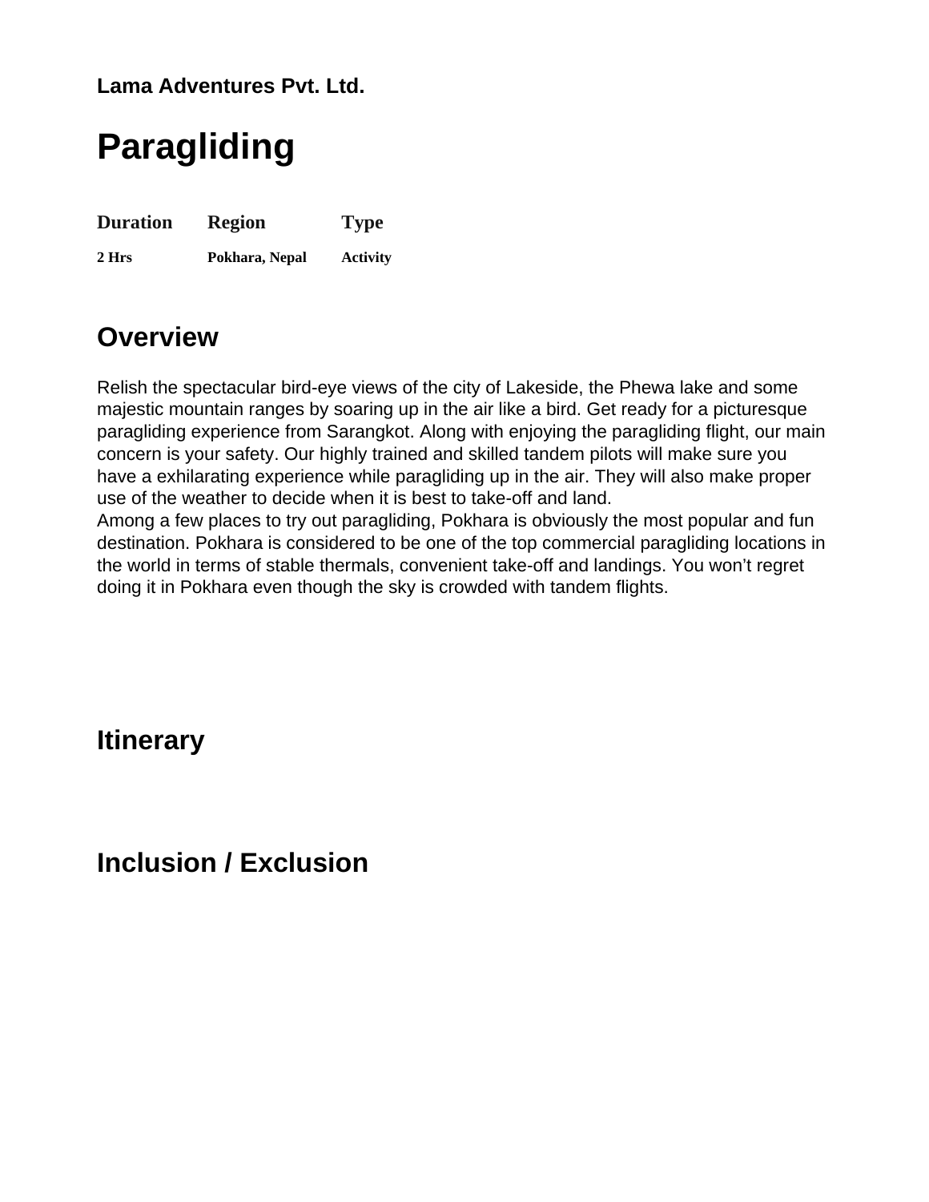**Lama Adventures Pvt. Ltd.**

# Paragliding

| Duration | Region | Type |
| --- | --- | --- |
| 2 Hrs | Pokhara, Nepal | Activity |

## Overview

Relish the spectacular bird-eye views of the city of Lakeside, the Phewa lake and some majestic mountain ranges by soaring up in the air like a bird. Get ready for a picturesque paragliding experience from Sarangkot. Along with enjoying the paragliding flight, our main concern is your safety. Our highly trained and skilled tandem pilots will make sure you have a exhilarating experience while paragliding up in the air. They will also make proper use of the weather to decide when it is best to take-off and land.
Among a few places to try out paragliding, Pokhara is obviously the most popular and fun destination. Pokhara is considered to be one of the top commercial paragliding locations in the world in terms of stable thermals, convenient take-off and landings. You won't regret doing it in Pokhara even though the sky is crowded with tandem flights.

## Itinerary

## Inclusion / Exclusion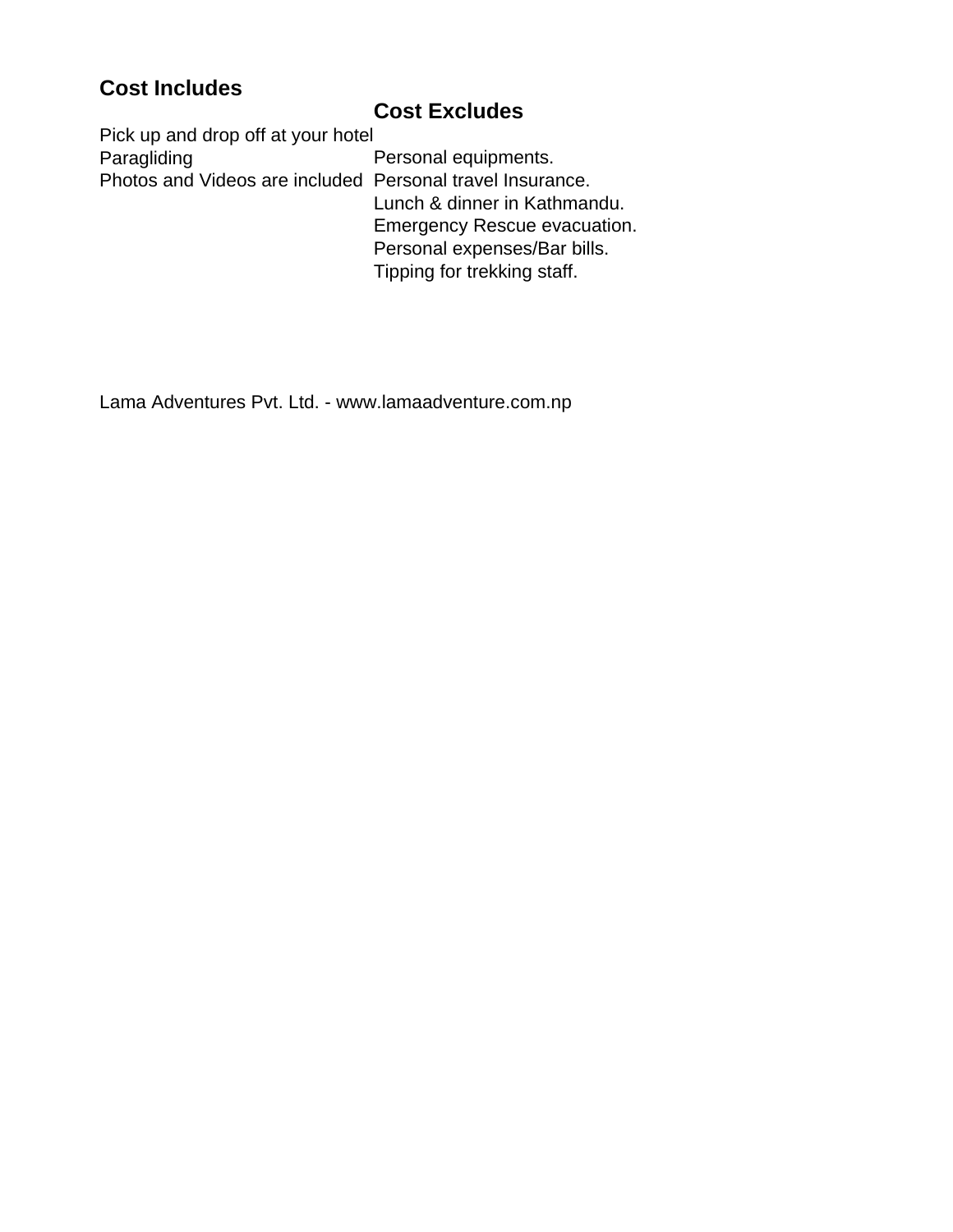## Cost Includes

- Pick up and drop off at your hotel
- Paragliding
- Photos and Videos are included

## Cost Excludes

- Personal equipments.
- Personal travel Insurance.
- Lunch & dinner in Kathmandu.
- Emergency Rescue evacuation.
- Personal expenses/Bar bills.
- Tipping for trekking staff.

Lama Adventures Pvt. Ltd. - www.lamaadventure.com.np